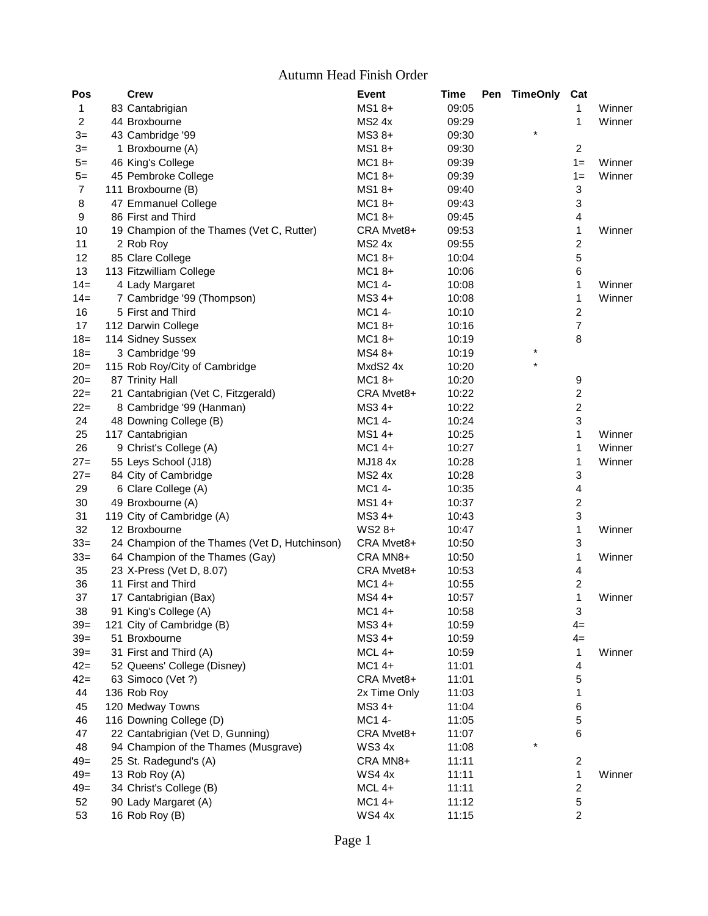# Autumn Head Finish Order

| Pos | | Crew | Event | Time | Pen | TimeOnly | Cat | |
|---|---|---|---|---|---|---|---|---|
| 1 | 83 | Cantabrigian | MS1 8+ | 09:05 | | | 1 | Winner |
| 2 | 44 | Broxbourne | MS2 4x | 09:29 | | | 1 | Winner |
| 3= | 43 | Cambridge '99 | MS3 8+ | 09:30 | | * | | |
| 3= | 1 | Broxbourne (A) | MS1 8+ | 09:30 | | | 2 | |
| 5= | 46 | King's College | MC1 8+ | 09:39 | | | 1= | Winner |
| 5= | 45 | Pembroke College | MC1 8+ | 09:39 | | | 1= | Winner |
| 7 | 111 | Broxbourne (B) | MS1 8+ | 09:40 | | | 3 | |
| 8 | 47 | Emmanuel College | MC1 8+ | 09:43 | | | 3 | |
| 9 | 86 | First and Third | MC1 8+ | 09:45 | | | 4 | |
| 10 | 19 | Champion of the Thames (Vet C, Rutter) | CRA Mvet8+ | 09:53 | | | 1 | Winner |
| 11 | 2 | Rob Roy | MS2 4x | 09:55 | | | 2 | |
| 12 | 85 | Clare College | MC1 8+ | 10:04 | | | 5 | |
| 13 | 113 | Fitzwilliam College | MC1 8+ | 10:06 | | | 6 | |
| 14= | 4 | Lady Margaret | MC1 4- | 10:08 | | | 1 | Winner |
| 14= | 7 | Cambridge '99 (Thompson) | MS3 4+ | 10:08 | | | 1 | Winner |
| 16 | 5 | First and Third | MC1 4- | 10:10 | | | 2 | |
| 17 | 112 | Darwin College | MC1 8+ | 10:16 | | | 7 | |
| 18= | 114 | Sidney Sussex | MC1 8+ | 10:19 | | | 8 | |
| 18= | 3 | Cambridge '99 | MS4 8+ | 10:19 | | * | | |
| 20= | 115 | Rob Roy/City of Cambridge | MxdS2 4x | 10:20 | | * | | |
| 20= | 87 | Trinity Hall | MC1 8+ | 10:20 | | | 9 | |
| 22= | 21 | Cantabrigian (Vet C, Fitzgerald) | CRA Mvet8+ | 10:22 | | | 2 | |
| 22= | 8 | Cambridge '99 (Hanman) | MS3 4+ | 10:22 | | | 2 | |
| 24 | 48 | Downing College (B) | MC1 4- | 10:24 | | | 3 | |
| 25 | 117 | Cantabrigian | MS1 4+ | 10:25 | | | 1 | Winner |
| 26 | 9 | Christ's College (A) | MC1 4+ | 10:27 | | | 1 | Winner |
| 27= | 55 | Leys School (J18) | MJ18 4x | 10:28 | | | 1 | Winner |
| 27= | 84 | City of Cambridge | MS2 4x | 10:28 | | | 3 | |
| 29 | 6 | Clare College (A) | MC1 4- | 10:35 | | | 4 | |
| 30 | 49 | Broxbourne (A) | MS1 4+ | 10:37 | | | 2 | |
| 31 | 119 | City of Cambridge (A) | MS3 4+ | 10:43 | | | 3 | |
| 32 | 12 | Broxbourne | WS2 8+ | 10:47 | | | 1 | Winner |
| 33= | 24 | Champion of the Thames (Vet D, Hutchinson) | CRA Mvet8+ | 10:50 | | | 3 | |
| 33= | 64 | Champion of the Thames (Gay) | CRA MN8+ | 10:50 | | | 1 | Winner |
| 35 | 23 | X-Press (Vet D, 8.07) | CRA Mvet8+ | 10:53 | | | 4 | |
| 36 | 11 | First and Third | MC1 4+ | 10:55 | | | 2 | |
| 37 | 17 | Cantabrigian (Bax) | MS4 4+ | 10:57 | | | 1 | Winner |
| 38 | 91 | King's College (A) | MC1 4+ | 10:58 | | | 3 | |
| 39= | 121 | City of Cambridge (B) | MS3 4+ | 10:59 | | | 4= | |
| 39= | 51 | Broxbourne | MS3 4+ | 10:59 | | | 4= | |
| 39= | 31 | First and Third (A) | MCL 4+ | 10:59 | | | 1 | Winner |
| 42= | 52 | Queens' College (Disney) | MC1 4+ | 11:01 | | | 4 | |
| 42= | 63 | Simoco (Vet ?) | CRA Mvet8+ | 11:01 | | | 5 | |
| 44 | 136 | Rob Roy | 2x Time Only | 11:03 | | | 1 | |
| 45 | 120 | Medway Towns | MS3 4+ | 11:04 | | | 6 | |
| 46 | 116 | Downing College (D) | MC1 4- | 11:05 | | | 5 | |
| 47 | 22 | Cantabrigian (Vet D, Gunning) | CRA Mvet8+ | 11:07 | | | 6 | |
| 48 | 94 | Champion of the Thames (Musgrave) | WS3 4x | 11:08 | | * | | |
| 49= | 25 | St. Radegund's (A) | CRA MN8+ | 11:11 | | | 2 | |
| 49= | 13 | Rob Roy (A) | WS4 4x | 11:11 | | | 1 | Winner |
| 49= | 34 | Christ's College (B) | MCL 4+ | 11:11 | | | 2 | |
| 52 | 90 | Lady Margaret (A) | MC1 4+ | 11:12 | | | 5 | |
| 53 | 16 | Rob Roy (B) | WS4 4x | 11:15 | | | 2 | |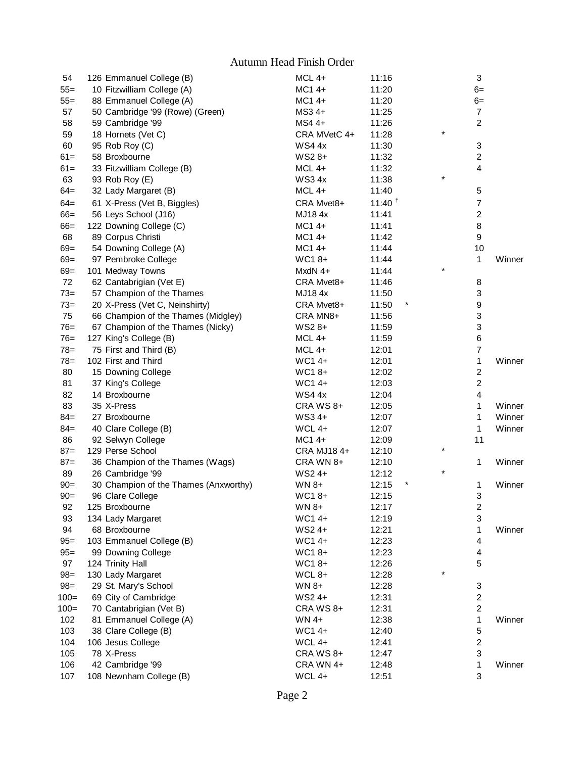# Autumn Head Finish Order

| Pos | No. | Crew | Category | Time | | | Cat. Pos | |
|---|---|---|---|---|---|---|---|---|
| 54 | 126 | Emmanuel College (B) | MCL 4+ | 11:16 | | | 3 | |
| 55= | 10 | Fitzwilliam College (A) | MC1 4+ | 11:20 | | | 6= | |
| 55= | 88 | Emmanuel College (A) | MC1 4+ | 11:20 | | | 6= | |
| 57 | 50 | Cambridge '99 (Rowe) (Green) | MS3 4+ | 11:25 | | | 7 | |
| 58 | 59 | Cambridge '99 | MS4 4+ | 11:26 | | | 2 | |
| 59 | 18 | Hornets (Vet C) | CRA MVetC 4+ | 11:28 | | * | | |
| 60 | 95 | Rob Roy (C) | WS4 4x | 11:30 | | | 3 | |
| 61= | 58 | Broxbourne | WS2 8+ | 11:32 | | | 2 | |
| 61= | 33 | Fitzwilliam College (B) | MCL 4+ | 11:32 | | | 4 | |
| 63 | 93 | Rob Roy (E) | WS3 4x | 11:38 | | * | | |
| 64= | 32 | Lady Margaret (B) | MCL 4+ | 11:40 | | | 5 | |
| 64= | 61 | X-Press (Vet B, Biggles) | CRA Mvet8+ | 11:40 † | | | 7 | |
| 66= | 56 | Leys School (J16) | MJ18 4x | 11:41 | | | 2 | |
| 66= | 122 | Downing College (C) | MC1 4+ | 11:41 | | | 8 | |
| 68 | 89 | Corpus Christi | MC1 4+ | 11:42 | | | 9 | |
| 69= | 54 | Downing College (A) | MC1 4+ | 11:44 | | | 10 | |
| 69= | 97 | Pembroke College | WC1 8+ | 11:44 | | | 1 | Winner |
| 69= | 101 | Medway Towns | MxdN 4+ | 11:44 | | * | | |
| 72 | 62 | Cantabrigian (Vet E) | CRA Mvet8+ | 11:46 | | | 8 | |
| 73= | 57 | Champion of the Thames | MJ18 4x | 11:50 | | | 3 | |
| 73= | 20 | X-Press (Vet C, Neinshirty) | CRA Mvet8+ | 11:50 | * | | 9 | |
| 75 | 66 | Champion of the Thames (Midgley) | CRA MN8+ | 11:56 | | | 3 | |
| 76= | 67 | Champion of the Thames (Nicky) | WS2 8+ | 11:59 | | | 3 | |
| 76= | 127 | King's College (B) | MCL 4+ | 11:59 | | | 6 | |
| 78= | 75 | First and Third (B) | MCL 4+ | 12:01 | | | 7 | |
| 78= | 102 | First and Third | WC1 4+ | 12:01 | | | 1 | Winner |
| 80 | 15 | Downing College | WC1 8+ | 12:02 | | | 2 | |
| 81 | 37 | King's College | WC1 4+ | 12:03 | | | 2 | |
| 82 | 14 | Broxbourne | WS4 4x | 12:04 | | | 4 | |
| 83 | 35 | X-Press | CRA WS 8+ | 12:05 | | | 1 | Winner |
| 84= | 27 | Broxbourne | WS3 4+ | 12:07 | | | 1 | Winner |
| 84= | 40 | Clare College (B) | WCL 4+ | 12:07 | | | 1 | Winner |
| 86 | 92 | Selwyn College | MC1 4+ | 12:09 | | | 11 | |
| 87= | 129 | Perse School | CRA MJ18 4+ | 12:10 | | * | | |
| 87= | 36 | Champion of the Thames (Wags) | CRA WN 8+ | 12:10 | | | 1 | Winner |
| 89 | 26 | Cambridge '99 | WS2 4+ | 12:12 | | * | | |
| 90= | 30 | Champion of the Thames (Anxworthy) | WN 8+ | 12:15 | * | | 1 | Winner |
| 90= | 96 | Clare College | WC1 8+ | 12:15 | | | 3 | |
| 92 | 125 | Broxbourne | WN 8+ | 12:17 | | | 2 | |
| 93 | 134 | Lady Margaret | WC1 4+ | 12:19 | | | 3 | |
| 94 | 68 | Broxbourne | WS2 4+ | 12:21 | | | 1 | Winner |
| 95= | 103 | Emmanuel College (B) | WC1 4+ | 12:23 | | | 4 | |
| 95= | 99 | Downing College | WC1 8+ | 12:23 | | | 4 | |
| 97 | 124 | Trinity Hall | WC1 8+ | 12:26 | | | 5 | |
| 98= | 130 | Lady Margaret | WCL 8+ | 12:28 | | * | | |
| 98= | 29 | St. Mary's School | WN 8+ | 12:28 | | | 3 | |
| 100= | 69 | City of Cambridge | WS2 4+ | 12:31 | | | 2 | |
| 100= | 70 | Cantabrigian (Vet B) | CRA WS 8+ | 12:31 | | | 2 | |
| 102 | 81 | Emmanuel College (A) | WN 4+ | 12:38 | | | 1 | Winner |
| 103 | 38 | Clare College (B) | WC1 4+ | 12:40 | | | 5 | |
| 104 | 106 | Jesus College | WCL 4+ | 12:41 | | | 2 | |
| 105 | 78 | X-Press | CRA WS 8+ | 12:47 | | | 3 | |
| 106 | 42 | Cambridge '99 | CRA WN 4+ | 12:48 | | | 1 | Winner |
| 107 | 108 | Newnham College (B) | WCL 4+ | 12:51 | | | 3 | |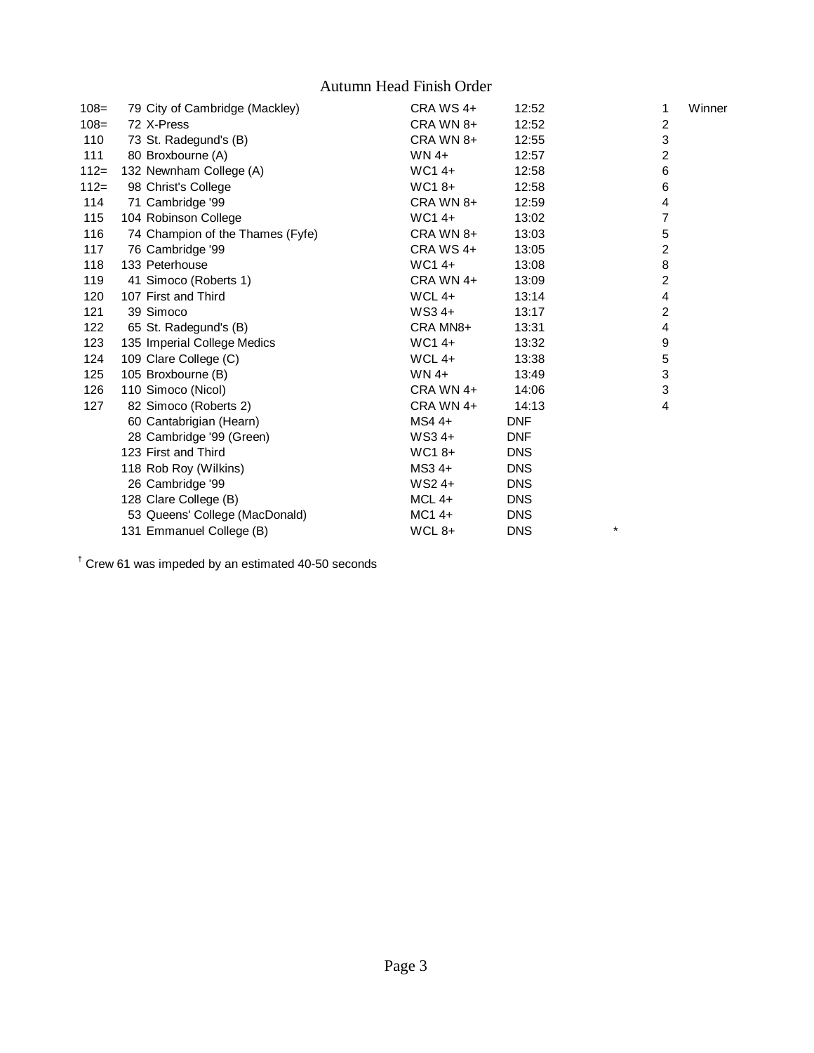# Autumn Head Finish Order

| | | | | | | | |
|---|---|---|---|---|---|---|---|
| 108= | 79 | City of Cambridge (Mackley) | CRA WS 4+ | 12:52 | | 1 | Winner |
| 108= | 72 | X-Press | CRA WN 8+ | 12:52 | | 2 | |
| 110 | 73 | St. Radegund's (B) | CRA WN 8+ | 12:55 | | 3 | |
| 111 | 80 | Broxbourne (A) | WN 4+ | 12:57 | | 2 | |
| 112= | 132 | Newnham College (A) | WC1 4+ | 12:58 | | 6 | |
| 112= | 98 | Christ's College | WC1 8+ | 12:58 | | 6 | |
| 114 | 71 | Cambridge '99 | CRA WN 8+ | 12:59 | | 4 | |
| 115 | 104 | Robinson College | WC1 4+ | 13:02 | | 7 | |
| 116 | 74 | Champion of the Thames (Fyfe) | CRA WN 8+ | 13:03 | | 5 | |
| 117 | 76 | Cambridge '99 | CRA WS 4+ | 13:05 | | 2 | |
| 118 | 133 | Peterhouse | WC1 4+ | 13:08 | | 8 | |
| 119 | 41 | Simoco (Roberts 1) | CRA WN 4+ | 13:09 | | 2 | |
| 120 | 107 | First and Third | WCL 4+ | 13:14 | | 4 | |
| 121 | 39 | Simoco | WS3 4+ | 13:17 | | 2 | |
| 122 | 65 | St. Radegund's (B) | CRA MN8+ | 13:31 | | 4 | |
| 123 | 135 | Imperial College Medics | WC1 4+ | 13:32 | | 9 | |
| 124 | 109 | Clare College (C) | WCL 4+ | 13:38 | | 5 | |
| 125 | 105 | Broxbourne (B) | WN 4+ | 13:49 | | 3 | |
| 126 | 110 | Simoco (Nicol) | CRA WN 4+ | 14:06 | | 3 | |
| 127 | 82 | Simoco (Roberts 2) | CRA WN 4+ | 14:13 | | 4 | |
| | 60 | Cantabrigian (Hearn) | MS4 4+ | DNF | | | |
| | 28 | Cambridge '99 (Green) | WS3 4+ | DNF | | | |
| | 123 | First and Third | WC1 8+ | DNS | | | |
| | 118 | Rob Roy (Wilkins) | MS3 4+ | DNS | | | |
| | 26 | Cambridge '99 | WS2 4+ | DNS | | | |
| | 128 | Clare College (B) | MCL 4+ | DNS | | | |
| | 53 | Queens' College (MacDonald) | MC1 4+ | DNS | | | |
| | 131 | Emmanuel College (B) | WCL 8+ | DNS | * | | |

† Crew 61 was impeded by an estimated 40-50 seconds